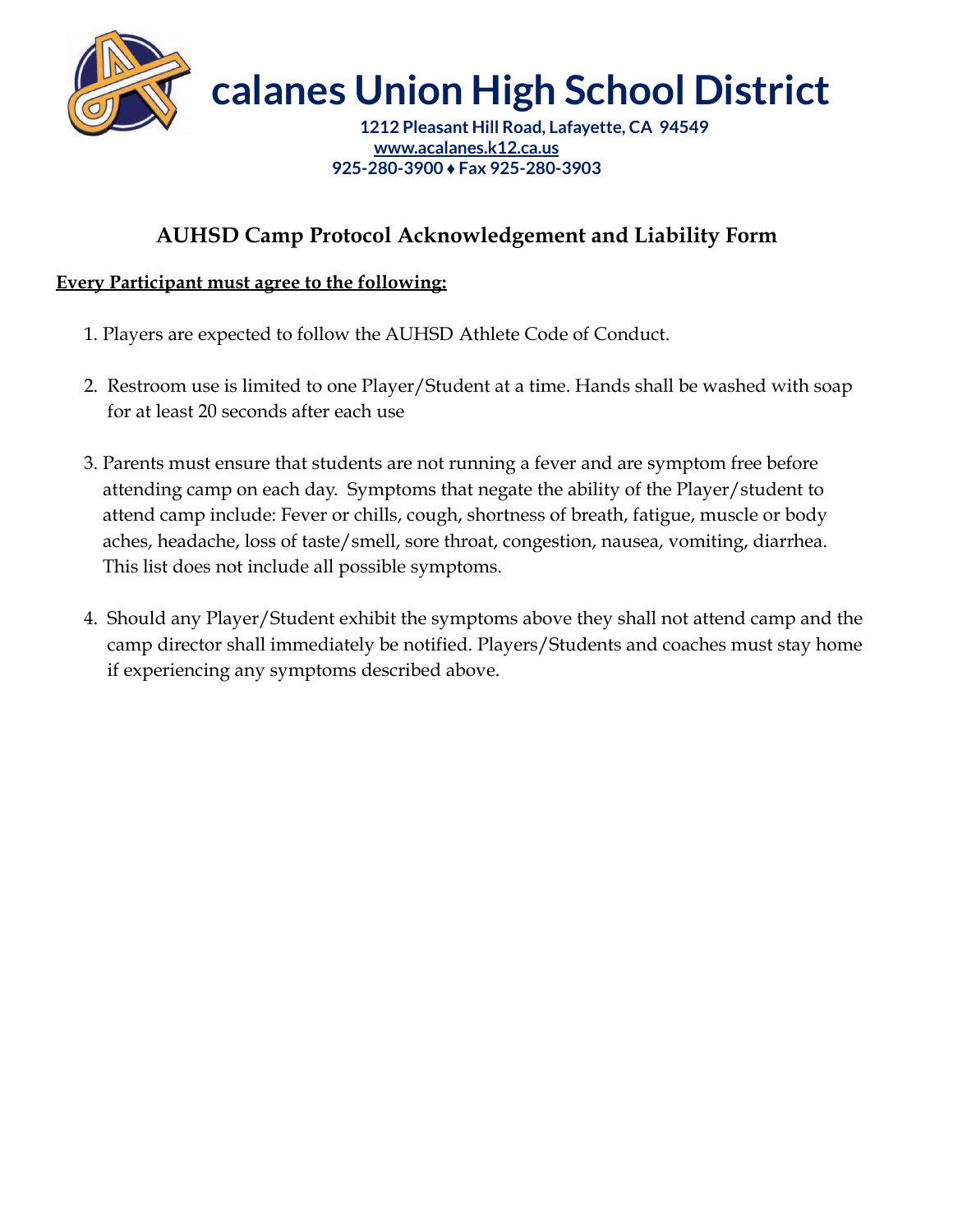# calanes Union High School District

**1212 Pleasant Hill Road, Lafayette, CA 94549**
**www.acalanes.k12.ca.us**
**925-280-3900 ♦ Fax 925-280-3903**

## AUHSD Camp Protocol Acknowledgement and Liability Form

**Every Participant must agree to the following:**

1. Players are expected to follow the AUHSD Athlete Code of Conduct.

2. Restroom use is limited to one Player/Student at a time. Hands shall be washed with soap for at least 20 seconds after each use

3. Parents must ensure that students are not running a fever and are symptom free before attending camp on each day. Symptoms that negate the ability of the Player/student to attend camp include: Fever or chills, cough, shortness of breath, fatigue, muscle or body aches, headache, loss of taste/smell, sore throat, congestion, nausea, vomiting, diarrhea. This list does not include all possible symptoms.

4. Should any Player/Student exhibit the symptoms above they shall not attend camp and the camp director shall immediately be notified. Players/Students and coaches must stay home if experiencing any symptoms described above.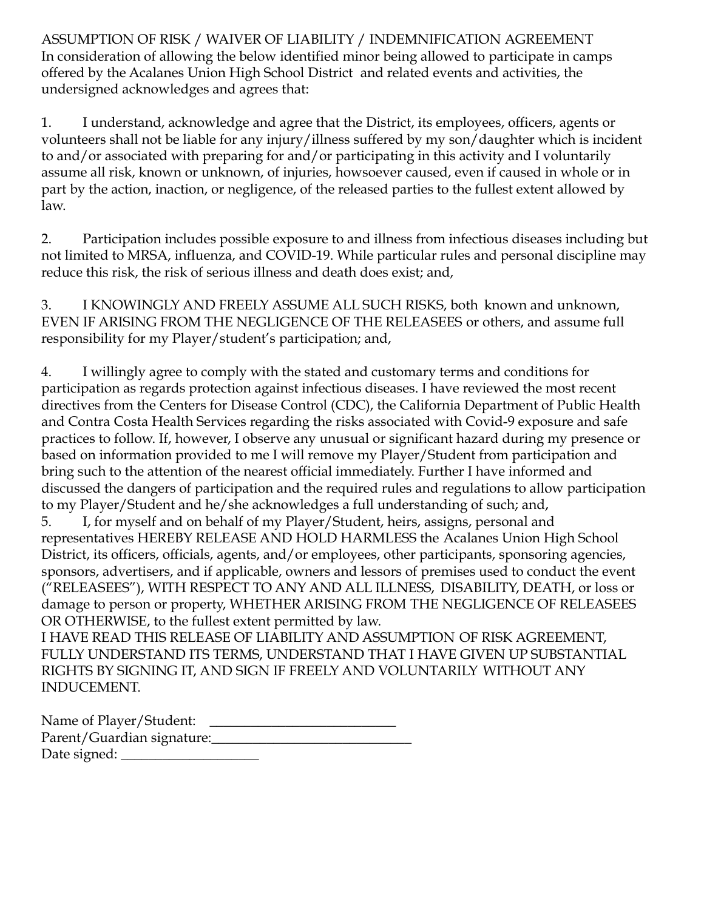ASSUMPTION OF RISK / WAIVER OF LIABILITY / INDEMNIFICATION AGREEMENT
In consideration of allowing the below identified minor being allowed to participate in camps offered by the Acalanes Union High School District and related events and activities, the undersigned acknowledges and agrees that:

1. I understand, acknowledge and agree that the District, its employees, officers, agents or volunteers shall not be liable for any injury/illness suffered by my son/daughter which is incident to and/or associated with preparing for and/or participating in this activity and I voluntarily assume all risk, known or unknown, of injuries, howsoever caused, even if caused in whole or in part by the action, inaction, or negligence, of the released parties to the fullest extent allowed by law.

2. Participation includes possible exposure to and illness from infectious diseases including but not limited to MRSA, influenza, and COVID-19. While particular rules and personal discipline may reduce this risk, the risk of serious illness and death does exist; and,

3. I KNOWINGLY AND FREELY ASSUME ALL SUCH RISKS, both known and unknown, EVEN IF ARISING FROM THE NEGLIGENCE OF THE RELEASEES or others, and assume full responsibility for my Player/student's participation; and,

4. I willingly agree to comply with the stated and customary terms and conditions for participation as regards protection against infectious diseases. I have reviewed the most recent directives from the Centers for Disease Control (CDC), the California Department of Public Health and Contra Costa Health Services regarding the risks associated with Covid-9 exposure and safe practices to follow. If, however, I observe any unusual or significant hazard during my presence or based on information provided to me I will remove my Player/Student from participation and bring such to the attention of the nearest official immediately. Further I have informed and discussed the dangers of participation and the required rules and regulations to allow participation to my Player/Student and he/she acknowledges a full understanding of such; and,

5. I, for myself and on behalf of my Player/Student, heirs, assigns, personal and representatives HEREBY RELEASE AND HOLD HARMLESS the Acalanes Union High School District, its officers, officials, agents, and/or employees, other participants, sponsoring agencies, sponsors, advertisers, and if applicable, owners and lessors of premises used to conduct the event ("RELEASEES"), WITH RESPECT TO ANY AND ALL ILLNESS, DISABILITY, DEATH, or loss or damage to person or property, WHETHER ARISING FROM THE NEGLIGENCE OF RELEASEES OR OTHERWISE, to the fullest extent permitted by law.

I HAVE READ THIS RELEASE OF LIABILITY AND ASSUMPTION OF RISK AGREEMENT, FULLY UNDERSTAND ITS TERMS, UNDERSTAND THAT I HAVE GIVEN UP SUBSTANTIAL RIGHTS BY SIGNING IT, AND SIGN IF FREELY AND VOLUNTARILY WITHOUT ANY INDUCEMENT.

Name of Player/Student: ___________________________

Parent/Guardian signature:_____________________________

Date signed: ____________________